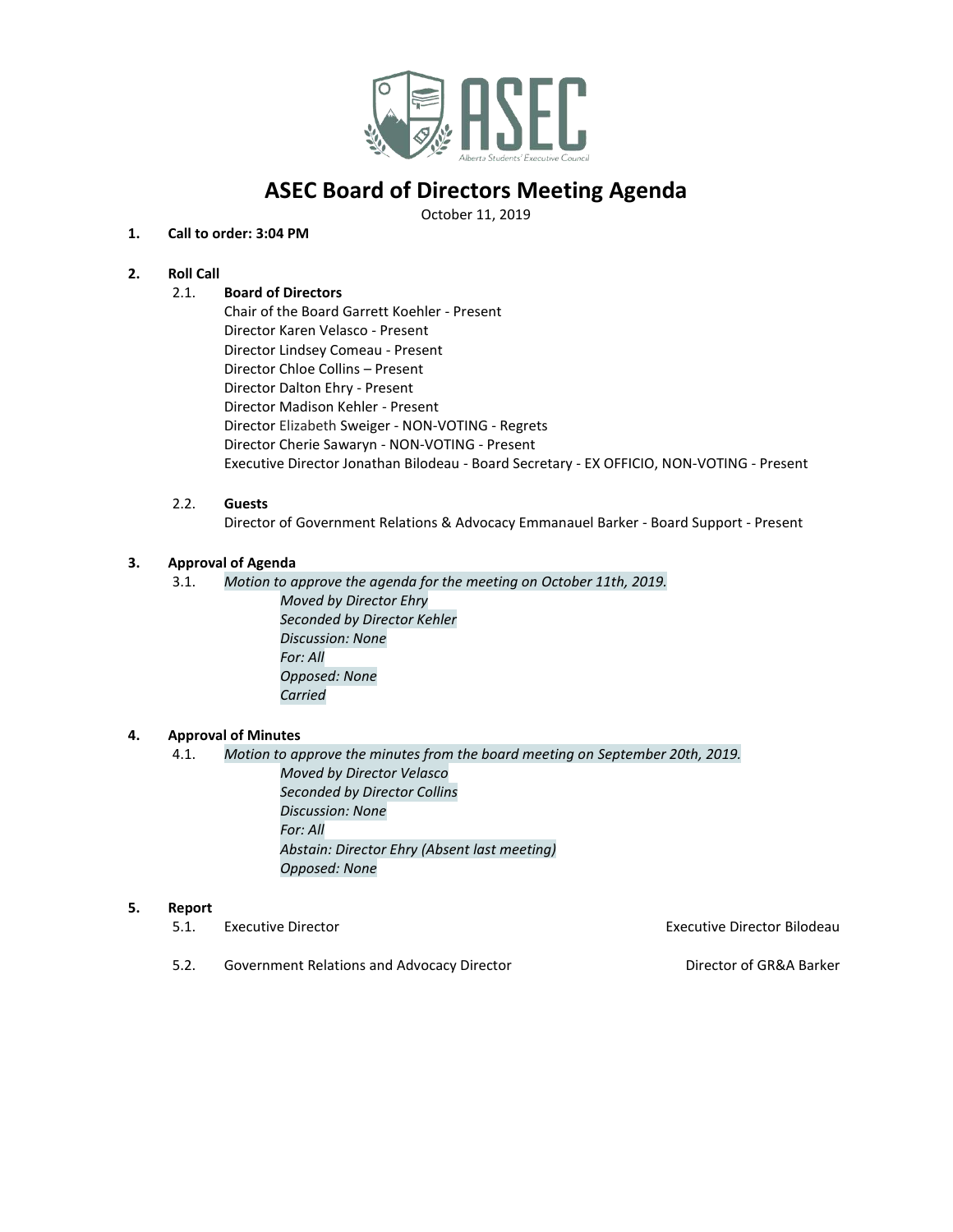# ASEC Board of Directors Meeting Agenda

October 11, 2019

**1. Call to order: 3:04 PM**

**2. Roll Call**

2.1. **Board of Directors**

Chair of the Board Garrett Koehler - Present
Director Karen Velasco - Present
Director Lindsey Comeau - Present
Director Chloe Collins – Present
Director Dalton Ehry - Present
Director Madison Kehler - Present
Director Elizabeth Sweiger - NON-VOTING - Regrets
Director Cherie Sawaryn - NON-VOTING - Present
Executive Director Jonathan Bilodeau - Board Secretary - EX OFFICIO, NON-VOTING - Present

2.2. **Guests**

Director of Government Relations & Advocacy Emmanauel Barker - Board Support - Present

**3. Approval of Agenda**

3.1. *Motion to approve the agenda for the meeting on October 11th, 2019.*

*Moved by Director Ehry*
*Seconded by Director Kehler*
*Discussion: None*
*For: All*
*Opposed: None*
*Carried*

**4. Approval of Minutes**

4.1. *Motion to approve the minutes from the board meeting on September 20th, 2019.*

*Moved by Director Velasco*
*Seconded by Director Collins*
*Discussion: None*
*For: All*
*Abstain: Director Ehry (Absent last meeting)*
*Opposed: None*

**5. Report**

5.1. Executive Director — Executive Director Bilodeau

5.2. Government Relations and Advocacy Director — Director of GR&A Barker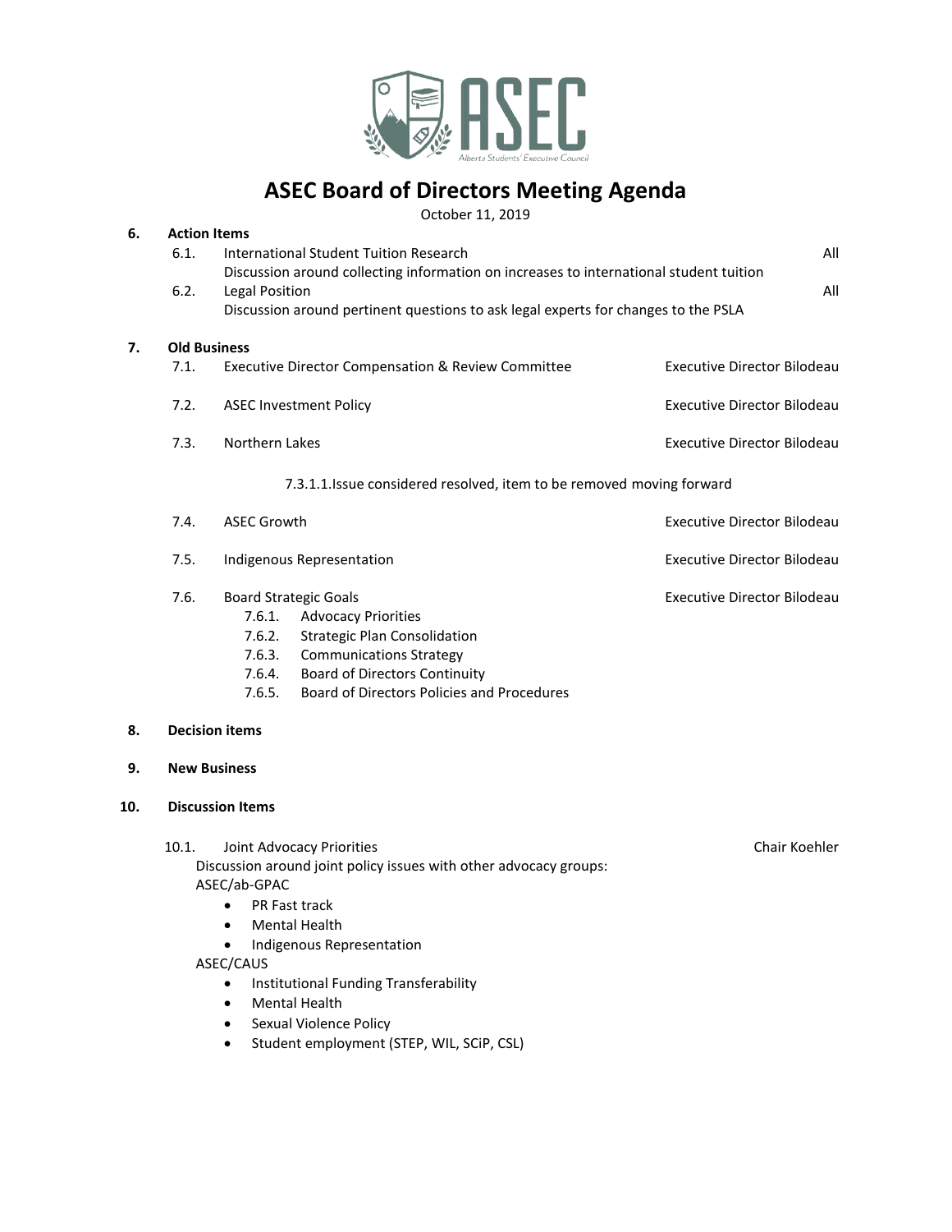# ASEC Board of Directors Meeting Agenda

October 11, 2019

**6. Action Items**

6.1. International Student Tuition Research — All
Discussion around collecting information on increases to international student tuition

6.2. Legal Position — All
Discussion around pertinent questions to ask legal experts for changes to the PSLA

**7. Old Business**

7.1. Executive Director Compensation & Review Committee — Executive Director Bilodeau

7.2. ASEC Investment Policy — Executive Director Bilodeau

7.3. Northern Lakes — Executive Director Bilodeau

7.3.1.1. Issue considered resolved, item to be removed moving forward

7.4. ASEC Growth — Executive Director Bilodeau

7.5. Indigenous Representation — Executive Director Bilodeau

7.6. Board Strategic Goals — Executive Director Bilodeau

- 7.6.1. Advocacy Priorities
- 7.6.2. Strategic Plan Consolidation
- 7.6.3. Communications Strategy
- 7.6.4. Board of Directors Continuity
- 7.6.5. Board of Directors Policies and Procedures

**8. Decision items**

**9. New Business**

**10. Discussion Items**

10.1. Joint Advocacy Priorities — Chair Koehler

Discussion around joint policy issues with other advocacy groups:

ASEC/ab-GPAC
- PR Fast track
- Mental Health
- Indigenous Representation

ASEC/CAUS
- Institutional Funding Transferability
- Mental Health
- Sexual Violence Policy
- Student employment (STEP, WIL, SCiP, CSL)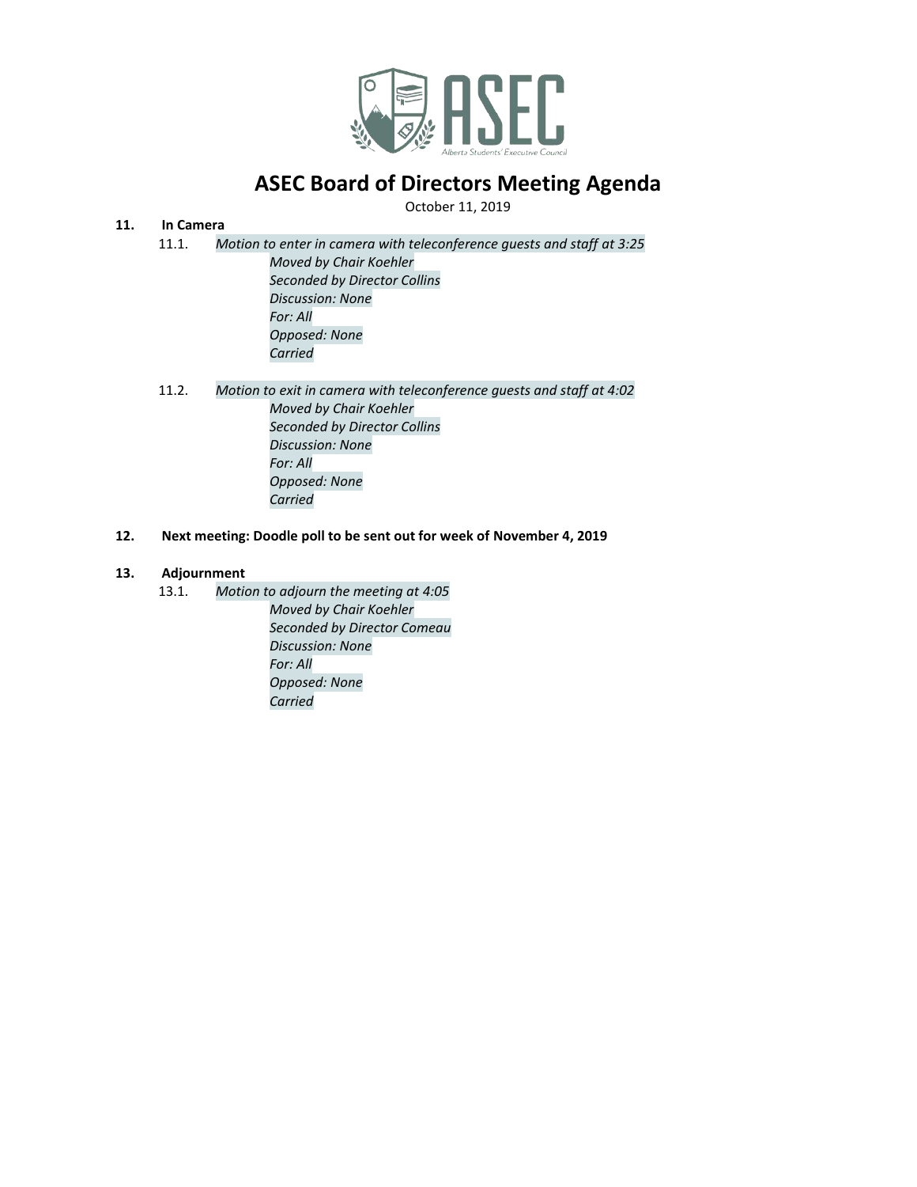# ASEC Board of Directors Meeting Agenda

October 11, 2019

**11. In Camera**

11.1. *Motion to enter in camera with teleconference guests and staff at 3:25*
*Moved by Chair Koehler*
*Seconded by Director Collins*
*Discussion: None*
*For: All*
*Opposed: None*
*Carried*

11.2. *Motion to exit in camera with teleconference guests and staff at 4:02*
*Moved by Chair Koehler*
*Seconded by Director Collins*
*Discussion: None*
*For: All*
*Opposed: None*
*Carried*

**12. Next meeting: Doodle poll to be sent out for week of November 4, 2019**

**13. Adjournment**

13.1. *Motion to adjourn the meeting at 4:05*
*Moved by Chair Koehler*
*Seconded by Director Comeau*
*Discussion: None*
*For: All*
*Opposed: None*
*Carried*